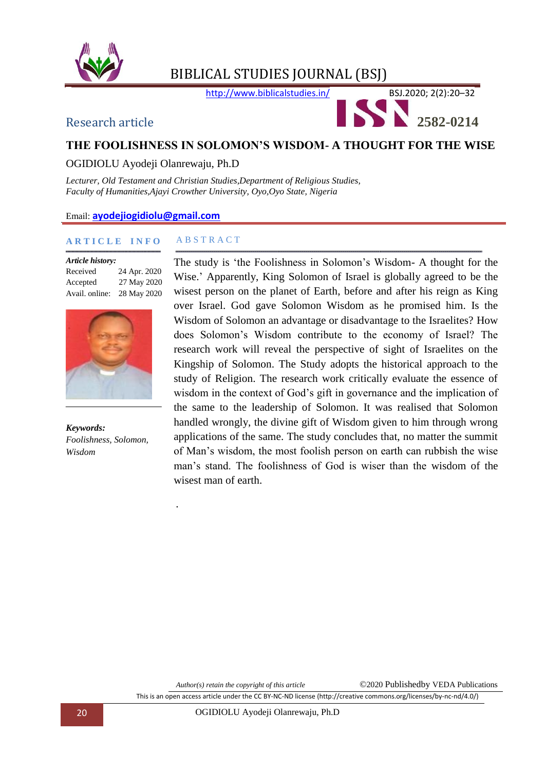BIBLICAL STUDIES JOURNAL (BSJ)

http://www.biblicalstudies.in/

ISSN 2582-0214

Research article

# THE FOOLISHNESS IN SOLOMON'S WISDOM- A THOUGHT FOR THE WISE

OGIDIOLU Ayodeji Olanrewaju, Ph.D

*Lecturer, Old Testament and Christian Studies,Department of Religious Studies, Faculty of Humanities,Ajayi Crowther University, Oyo,Oyo State, Nigeria*

Email: **ayodejiogidiolu@gmail.com**

## ARTICLE INFO

***Article history:***

| | |
|---|---|
| Received | 24 Apr. 2020 |
| Accepted | 27 May 2020 |
| Avail. online: | 28 May 2020 |

***Keywords:***
*Foolishness, Solomon, Wisdom*

## ABSTRACT

The study is 'the Foolishness in Solomon's Wisdom- A thought for the Wise.' Apparently, King Solomon of Israel is globally agreed to be the wisest person on the planet of Earth, before and after his reign as King over Israel. God gave Solomon Wisdom as he promised him. Is the Wisdom of Solomon an advantage or disadvantage to the Israelites? How does Solomon's Wisdom contribute to the economy of Israel? The research work will reveal the perspective of sight of Israelites on the Kingship of Solomon. The Study adopts the historical approach to the study of Religion. The research work critically evaluate the essence of wisdom in the context of God's gift in governance and the implication of the same to the leadership of Solomon. It was realised that Solomon handled wrongly, the divine gift of Wisdom given to him through wrong applications of the same. The study concludes that, no matter the summit of Man's wisdom, the most foolish person on earth can rubbish the wise man's stand. The foolishness of God is wiser than the wisdom of the wisest man of earth.

.

*Author(s) retain the copyright of this article* ©2020 Publishedby VEDA Publications

This is an open access article under the CC BY-NC-ND license (http://creative commons.org/licenses/by-nc-nd/4.0/)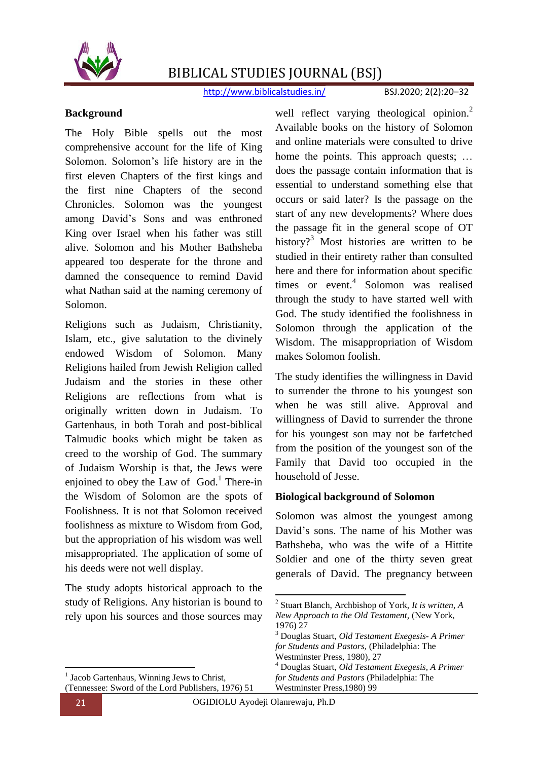## Background

The Holy Bible spells out the most comprehensive account for the life of King Solomon. Solomon's life history are in the first eleven Chapters of the first kings and the first nine Chapters of the second Chronicles. Solomon was the youngest among David's Sons and was enthroned King over Israel when his father was still alive. Solomon and his Mother Bathsheba appeared too desperate for the throne and damned the consequence to remind David what Nathan said at the naming ceremony of Solomon.

Religions such as Judaism, Christianity, Islam, etc., give salutation to the divinely endowed Wisdom of Solomon. Many Religions hailed from Jewish Religion called Judaism and the stories in these other Religions are reflections from what is originally written down in Judaism. To Gartenhaus, in both Torah and post-biblical Talmudic books which might be taken as creed to the worship of God. The summary of Judaism Worship is that, the Jews were enjoined to obey the Law of God.[1] There-in the Wisdom of Solomon are the spots of Foolishness. It is not that Solomon received foolishness as mixture to Wisdom from God, but the appropriation of his wisdom was well misappropriated. The application of some of his deeds were not well display.

The study adopts historical approach to the study of Religions. Any historian is bound to rely upon his sources and those sources may well reflect varying theological opinion.[2] Available books on the history of Solomon and online materials were consulted to drive home the points. This approach quests; … does the passage contain information that is essential to understand something else that occurs or said later? Is the passage on the start of any new developments? Where does the passage fit in the general scope of OT history?[3] Most histories are written to be studied in their entirety rather than consulted here and there for information about specific times or event.[4] Solomon was realised through the study to have started well with God. The study identified the foolishness in Solomon through the application of the Wisdom. The misappropriation of Wisdom makes Solomon foolish.

The study identifies the willingness in David to surrender the throne to his youngest son when he was still alive. Approval and willingness of David to surrender the throne for his youngest son may not be farfetched from the position of the youngest son of the Family that David too occupied in the household of Jesse.

## Biological background of Solomon

Solomon was almost the youngest among David's sons. The name of his Mother was Bathsheba, who was the wife of a Hittite Soldier and one of the thirty seven great generals of David. The pregnancy between

---

[1] Jacob Gartenhaus, Winning Jews to Christ, (Tennessee: Sword of the Lord Publishers, 1976) 51

[2] Stuart Blanch, Archbishop of York, *It is written, A New Approach to the Old Testament,* (New York, 1976) 27

[3] Douglas Stuart, *Old Testament Exegesis- A Primer for Students and Pastors,* (Philadelphia: The Westminster Press, 1980), 27

[4] Douglas Stuart, *Old Testament Exegesis, A Primer for Students and Pastors* (Philadelphia: The Westminster Press,1980) 99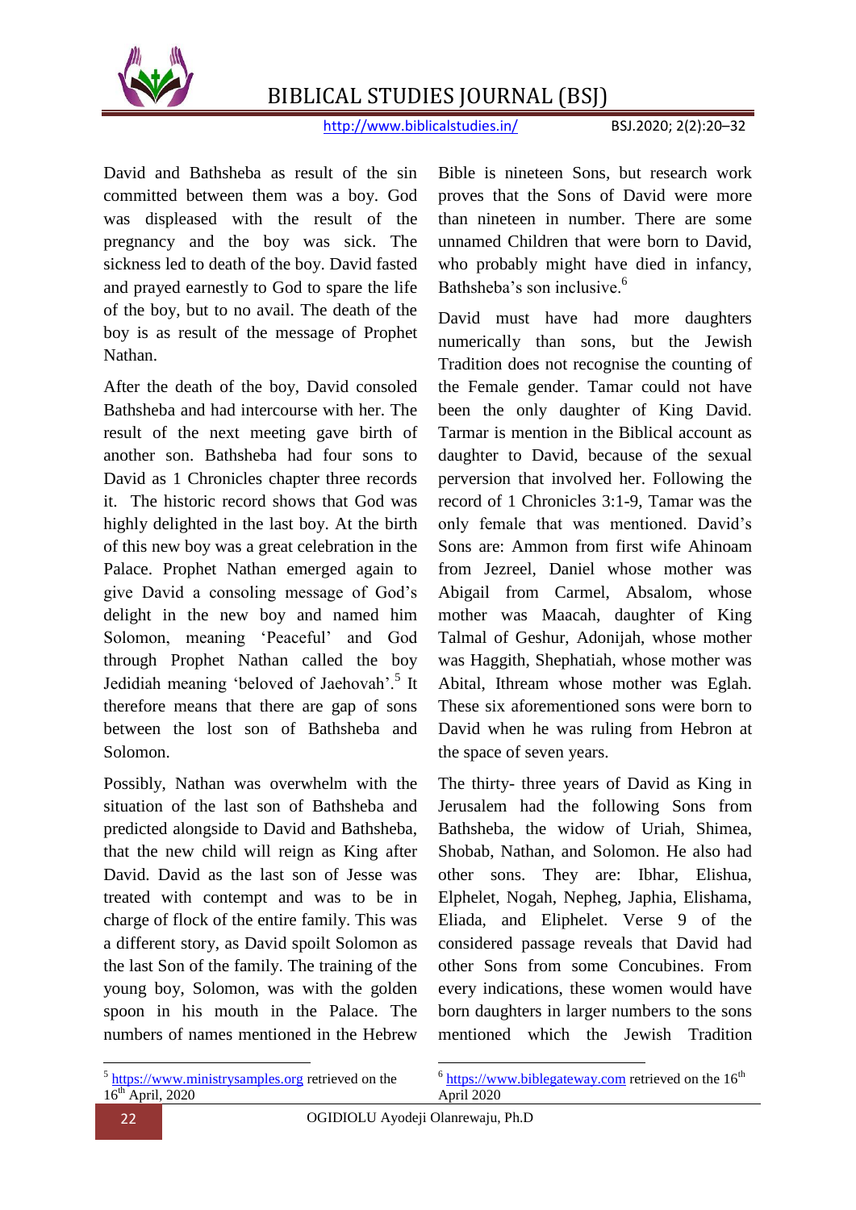David and Bathsheba as result of the sin committed between them was a boy. God was displeased with the result of the pregnancy and the boy was sick. The sickness led to death of the boy. David fasted and prayed earnestly to God to spare the life of the boy, but to no avail. The death of the boy is as result of the message of Prophet Nathan.

After the death of the boy, David consoled Bathsheba and had intercourse with her. The result of the next meeting gave birth of another son. Bathsheba had four sons to David as 1 Chronicles chapter three records it. The historic record shows that God was highly delighted in the last boy. At the birth of this new boy was a great celebration in the Palace. Prophet Nathan emerged again to give David a consoling message of God's delight in the new boy and named him Solomon, meaning 'Peaceful' and God through Prophet Nathan called the boy Jedidiah meaning 'beloved of Jaehovah'.[5] It therefore means that there are gap of sons between the lost son of Bathsheba and Solomon.

Possibly, Nathan was overwhelm with the situation of the last son of Bathsheba and predicted alongside to David and Bathsheba, that the new child will reign as King after David. David as the last son of Jesse was treated with contempt and was to be in charge of flock of the entire family. This was a different story, as David spoilt Solomon as the last Son of the family. The training of the young boy, Solomon, was with the golden spoon in his mouth in the Palace. The numbers of names mentioned in the Hebrew Bible is nineteen Sons, but research work proves that the Sons of David were more than nineteen in number. There are some unnamed Children that were born to David, who probably might have died in infancy, Bathsheba's son inclusive.[6]

David must have had more daughters numerically than sons, but the Jewish Tradition does not recognise the counting of the Female gender. Tamar could not have been the only daughter of King David. Tarmar is mention in the Biblical account as daughter to David, because of the sexual perversion that involved her. Following the record of 1 Chronicles 3:1-9, Tamar was the only female that was mentioned. David's Sons are: Ammon from first wife Ahinoam from Jezreel, Daniel whose mother was Abigail from Carmel, Absalom, whose mother was Maacah, daughter of King Talmal of Geshur, Adonijah, whose mother was Haggith, Shephatiah, whose mother was Abital, Ithream whose mother was Eglah. These six aforementioned sons were born to David when he was ruling from Hebron at the space of seven years.

The thirty- three years of David as King in Jerusalem had the following Sons from Bathsheba, the widow of Uriah, Shimea, Shobab, Nathan, and Solomon. He also had other sons. They are: Ibhar, Elishua, Elphelet, Nogah, Nepheg, Japhia, Elishama, Eliada, and Eliphelet. Verse 9 of the considered passage reveals that David had other Sons from some Concubines. From every indications, these women would have born daughters in larger numbers to the sons mentioned which the Jewish Tradition

---

[5] https://www.ministrysamples.org retrieved on the 16th April, 2020

[6] https://www.biblegateway.com retrieved on the 16th April 2020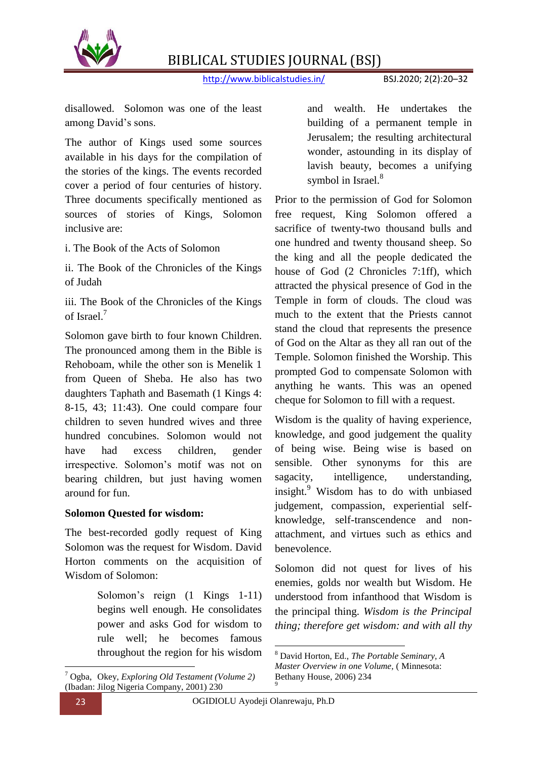disallowed. Solomon was one of the least among David's sons.

The author of Kings used some sources available in his days for the compilation of the stories of the kings. The events recorded cover a period of four centuries of history. Three documents specifically mentioned as sources of stories of Kings, Solomon inclusive are:

i. The Book of the Acts of Solomon

ii. The Book of the Chronicles of the Kings of Judah

iii. The Book of the Chronicles of the Kings of Israel.[7]

Solomon gave birth to four known Children. The pronounced among them in the Bible is Rehoboam, while the other son is Menelik 1 from Queen of Sheba. He also has two daughters Taphath and Basemath (1 Kings 4: 8-15, 43; 11:43). One could compare four children to seven hundred wives and three hundred concubines. Solomon would not have had excess children, gender irrespective. Solomon's motif was not on bearing children, but just having women around for fun.

**Solomon Quested for wisdom:**

The best-recorded godly request of King Solomon was the request for Wisdom. David Horton comments on the acquisition of Wisdom of Solomon:

> Solomon's reign (1 Kings 1-11) begins well enough. He consolidates power and asks God for wisdom to rule well; he becomes famous throughout the region for his wisdom and wealth. He undertakes the building of a permanent temple in Jerusalem; the resulting architectural wonder, astounding in its display of lavish beauty, becomes a unifying symbol in Israel.[8]

Prior to the permission of God for Solomon free request, King Solomon offered a sacrifice of twenty-two thousand bulls and one hundred and twenty thousand sheep. So the king and all the people dedicated the house of God (2 Chronicles 7:1ff), which attracted the physical presence of God in the Temple in form of clouds. The cloud was much to the extent that the Priests cannot stand the cloud that represents the presence of God on the Altar as they all ran out of the Temple. Solomon finished the Worship. This prompted God to compensate Solomon with anything he wants. This was an opened cheque for Solomon to fill with a request.

Wisdom is the quality of having experience, knowledge, and good judgement the quality of being wise. Being wise is based on sensible. Other synonyms for this are sagacity, intelligence, understanding, insight.[9] Wisdom has to do with unbiased judgement, compassion, experiential self-knowledge, self-transcendence and non-attachment, and virtues such as ethics and benevolence.

Solomon did not quest for lives of his enemies, golds nor wealth but Wisdom. He understood from infanthood that Wisdom is the principal thing. *Wisdom is the Principal thing; therefore get wisdom: and with all thy*

---

[7] Ogba, Okey, *Exploring Old Testament (Volume 2)* (Ibadan: Jilog Nigeria Company, 2001) 230

[8] David Horton, Ed., *The Portable Seminary, A Master Overview in one Volume,* ( Minnesota: Bethany House, 2006) 234

[9]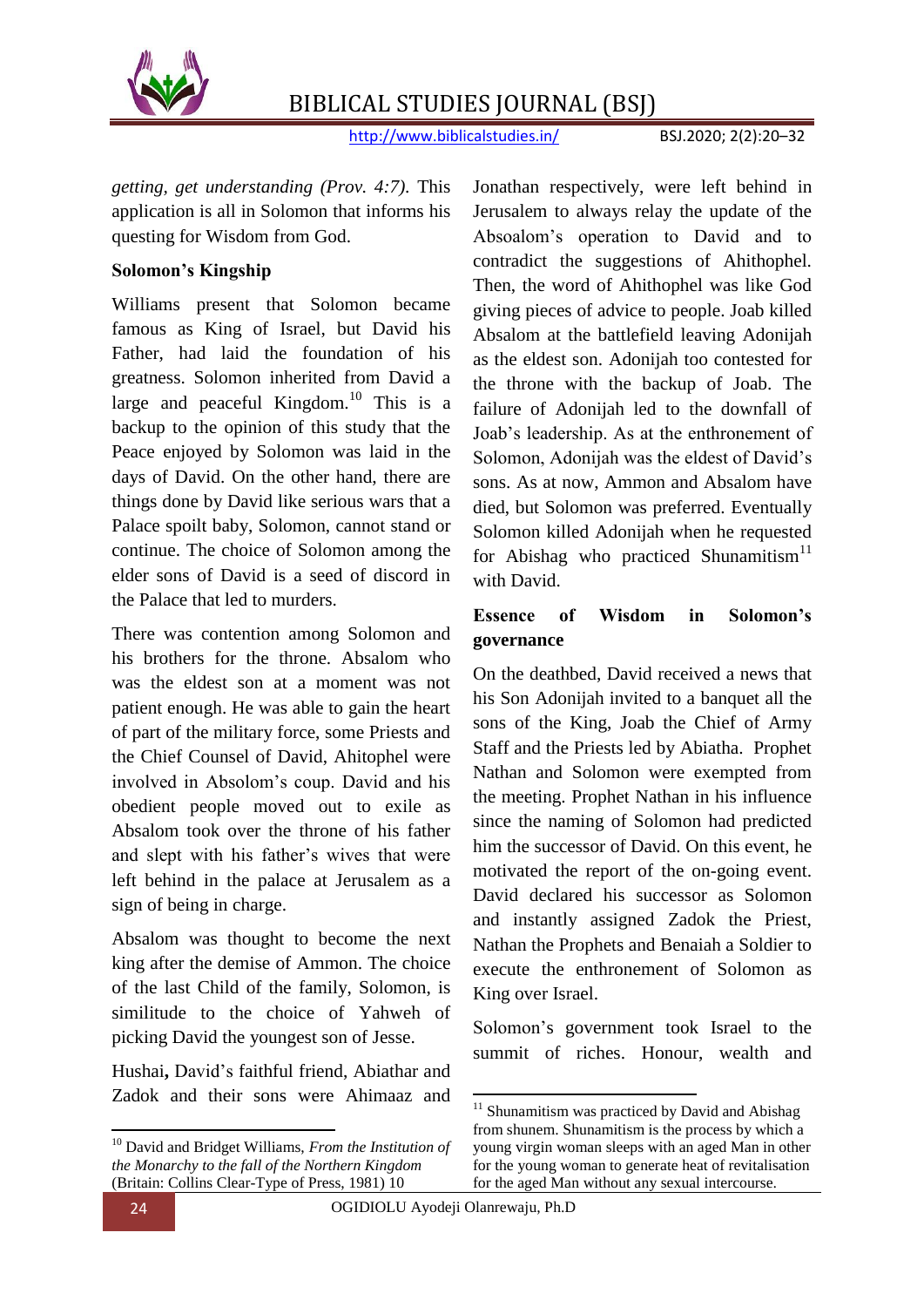getting, get understanding (Prov. 4:7).* This application is all in Solomon that informs his questing for Wisdom from God.

**Solomon's Kingship**

Williams present that Solomon became famous as King of Israel, but David his Father, had laid the foundation of his greatness. Solomon inherited from David a large and peaceful Kingdom.[10] This is a backup to the opinion of this study that the Peace enjoyed by Solomon was laid in the days of David. On the other hand, there are things done by David like serious wars that a Palace spoilt baby, Solomon, cannot stand or continue. The choice of Solomon among the elder sons of David is a seed of discord in the Palace that led to murders.

There was contention among Solomon and his brothers for the throne. Absalom who was the eldest son at a moment was not patient enough. He was able to gain the heart of part of the military force, some Priests and the Chief Counsel of David, Ahitophel were involved in Absolom's coup. David and his obedient people moved out to exile as Absalom took over the throne of his father and slept with his father's wives that were left behind in the palace at Jerusalem as a sign of being in charge.

Absalom was thought to become the next king after the demise of Ammon. The choice of the last Child of the family, Solomon, is similitude to the choice of Yahweh of picking David the youngest son of Jesse.

Hushai**,** David's faithful friend, Abiathar and Zadok and their sons were Ahimaaz and Jonathan respectively, were left behind in Jerusalem to always relay the update of the Absoalom's operation to David and to contradict the suggestions of Ahithophel. Then, the word of Ahithophel was like God giving pieces of advice to people. Joab killed Absalom at the battlefield leaving Adonijah as the eldest son. Adonijah too contested for the throne with the backup of Joab. The failure of Adonijah led to the downfall of Joab's leadership. As at the enthronement of Solomon, Adonijah was the eldest of David's sons. As at now, Ammon and Absalom have died, but Solomon was preferred. Eventually Solomon killed Adonijah when he requested for Abishag who practiced Shunamitism[11] with David.

**Essence of Wisdom in Solomon's governance**

On the deathbed, David received a news that his Son Adonijah invited to a banquet all the sons of the King, Joab the Chief of Army Staff and the Priests led by Abiatha. Prophet Nathan and Solomon were exempted from the meeting. Prophet Nathan in his influence since the naming of Solomon had predicted him the successor of David. On this event, he motivated the report of the on-going event. David declared his successor as Solomon and instantly assigned Zadok the Priest, Nathan the Prophets and Benaiah a Soldier to execute the enthronement of Solomon as King over Israel.

Solomon's government took Israel to the summit of riches. Honour, wealth and

---

[10] David and Bridget Williams, *From the Institution of the Monarchy to the fall of the Northern Kingdom* (Britain: Collins Clear-Type of Press, 1981) 10

[11] Shunamitism was practiced by David and Abishag from shunem. Shunamitism is the process by which a young virgin woman sleeps with an aged Man in other for the young woman to generate heat of revitalisation for the aged Man without any sexual intercourse.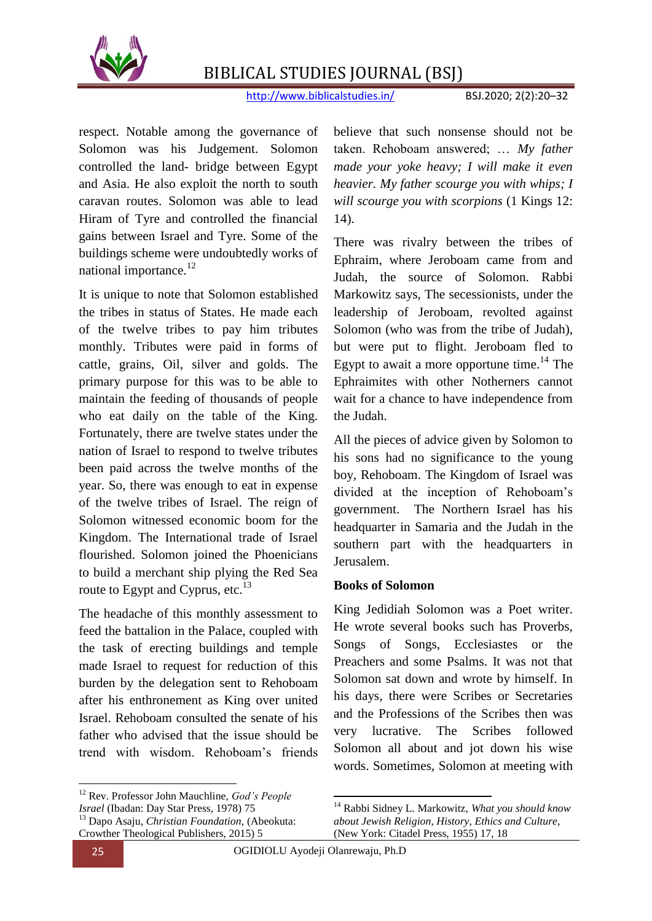respect. Notable among the governance of Solomon was his Judgement. Solomon controlled the land- bridge between Egypt and Asia. He also exploit the north to south caravan routes. Solomon was able to lead Hiram of Tyre and controlled the financial gains between Israel and Tyre. Some of the buildings scheme were undoubtedly works of national importance.[12]

It is unique to note that Solomon established the tribes in status of States. He made each of the twelve tribes to pay him tributes monthly. Tributes were paid in forms of cattle, grains, Oil, silver and golds. The primary purpose for this was to be able to maintain the feeding of thousands of people who eat daily on the table of the King. Fortunately, there are twelve states under the nation of Israel to respond to twelve tributes been paid across the twelve months of the year. So, there was enough to eat in expense of the twelve tribes of Israel. The reign of Solomon witnessed economic boom for the Kingdom. The International trade of Israel flourished. Solomon joined the Phoenicians to build a merchant ship plying the Red Sea route to Egypt and Cyprus, etc.[13]

The headache of this monthly assessment to feed the battalion in the Palace, coupled with the task of erecting buildings and temple made Israel to request for reduction of this burden by the delegation sent to Rehoboam after his enthronement as King over united Israel. Rehoboam consulted the senate of his father who advised that the issue should be trend with wisdom. Rehoboam's friends believe that such nonsense should not be taken. Rehoboam answered; … *My father made your yoke heavy; I will make it even heavier. My father scourge you with whips; I will scourge you with scorpions* (1 Kings 12: 14).

There was rivalry between the tribes of Ephraim, where Jeroboam came from and Judah, the source of Solomon. Rabbi Markowitz says, The secessionists, under the leadership of Jeroboam, revolted against Solomon (who was from the tribe of Judah), but were put to flight. Jeroboam fled to Egypt to await a more opportune time.[14] The Ephraimites with other Notherners cannot wait for a chance to have independence from the Judah.

All the pieces of advice given by Solomon to his sons had no significance to the young boy, Rehoboam. The Kingdom of Israel was divided at the inception of Rehoboam's government. The Northern Israel has his headquarter in Samaria and the Judah in the southern part with the headquarters in Jerusalem.

**Books of Solomon**

King Jedidiah Solomon was a Poet writer. He wrote several books such has Proverbs, Songs of Songs, Ecclesiastes or the Preachers and some Psalms. It was not that Solomon sat down and wrote by himself. In his days, there were Scribes or Secretaries and the Professions of the Scribes then was very lucrative. The Scribes followed Solomon all about and jot down his wise words. Sometimes, Solomon at meeting with

---

[12] Rev. Professor John Mauchline, *God's People Israel* (Ibadan: Day Star Press, 1978) 75

[13] Dapo Asaju, *Christian Foundation,* (Abeokuta: Crowther Theological Publishers, 2015) 5

[14] Rabbi Sidney L. Markowitz, *What you should know about Jewish Religion, History, Ethics and Culture,* (New York: Citadel Press, 1955) 17, 18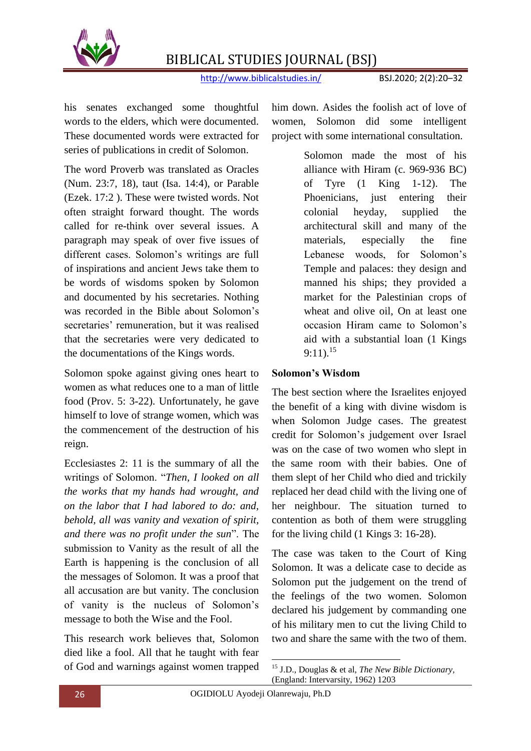his senates exchanged some thoughtful words to the elders, which were documented. These documented words were extracted for series of publications in credit of Solomon.

The word Proverb was translated as Oracles (Num. 23:7, 18), taut (Isa. 14:4), or Parable (Ezek. 17:2 ). These were twisted words. Not often straight forward thought. The words called for re-think over several issues. A paragraph may speak of over five issues of different cases. Solomon's writings are full of inspirations and ancient Jews take them to be words of wisdoms spoken by Solomon and documented by his secretaries. Nothing was recorded in the Bible about Solomon's secretaries' remuneration, but it was realised that the secretaries were very dedicated to the documentations of the Kings words.

Solomon spoke against giving ones heart to women as what reduces one to a man of little food (Prov. 5: 3-22). Unfortunately, he gave himself to love of strange women, which was the commencement of the destruction of his reign.

Ecclesiastes 2: 11 is the summary of all the writings of Solomon. "*Then, I looked on all the works that my hands had wrought, and on the labor that I had labored to do: and, behold, all was vanity and vexation of spirit, and there was no profit under the sun*". The submission to Vanity as the result of all the Earth is happening is the conclusion of all the messages of Solomon. It was a proof that all accusation are but vanity. The conclusion of vanity is the nucleus of Solomon's message to both the Wise and the Fool.

This research work believes that, Solomon died like a fool. All that he taught with fear of God and warnings against women trapped him down. Asides the foolish act of love of women, Solomon did some intelligent project with some international consultation.

> Solomon made the most of his alliance with Hiram (c. 969-936 BC) of Tyre (1 King 1-12). The Phoenicians, just entering their colonial heyday, supplied the architectural skill and many of the materials, especially the fine Lebanese woods, for Solomon's Temple and palaces: they design and manned his ships; they provided a market for the Palestinian crops of wheat and olive oil, On at least one occasion Hiram came to Solomon's aid with a substantial loan (1 Kings 9:11).[15]

**Solomon's Wisdom**

The best section where the Israelites enjoyed the benefit of a king with divine wisdom is when Solomon Judge cases. The greatest credit for Solomon's judgement over Israel was on the case of two women who slept in the same room with their babies. One of them slept of her Child who died and trickily replaced her dead child with the living one of her neighbour. The situation turned to contention as both of them were struggling for the living child (1 Kings 3: 16-28).

The case was taken to the Court of King Solomon. It was a delicate case to decide as Solomon put the judgement on the trend of the feelings of the two women. Solomon declared his judgement by commanding one of his military men to cut the living Child to two and share the same with the two of them.

---

[15] J.D., Douglas & et al, *The New Bible Dictionary*, (England: Intervarsity, 1962) 1203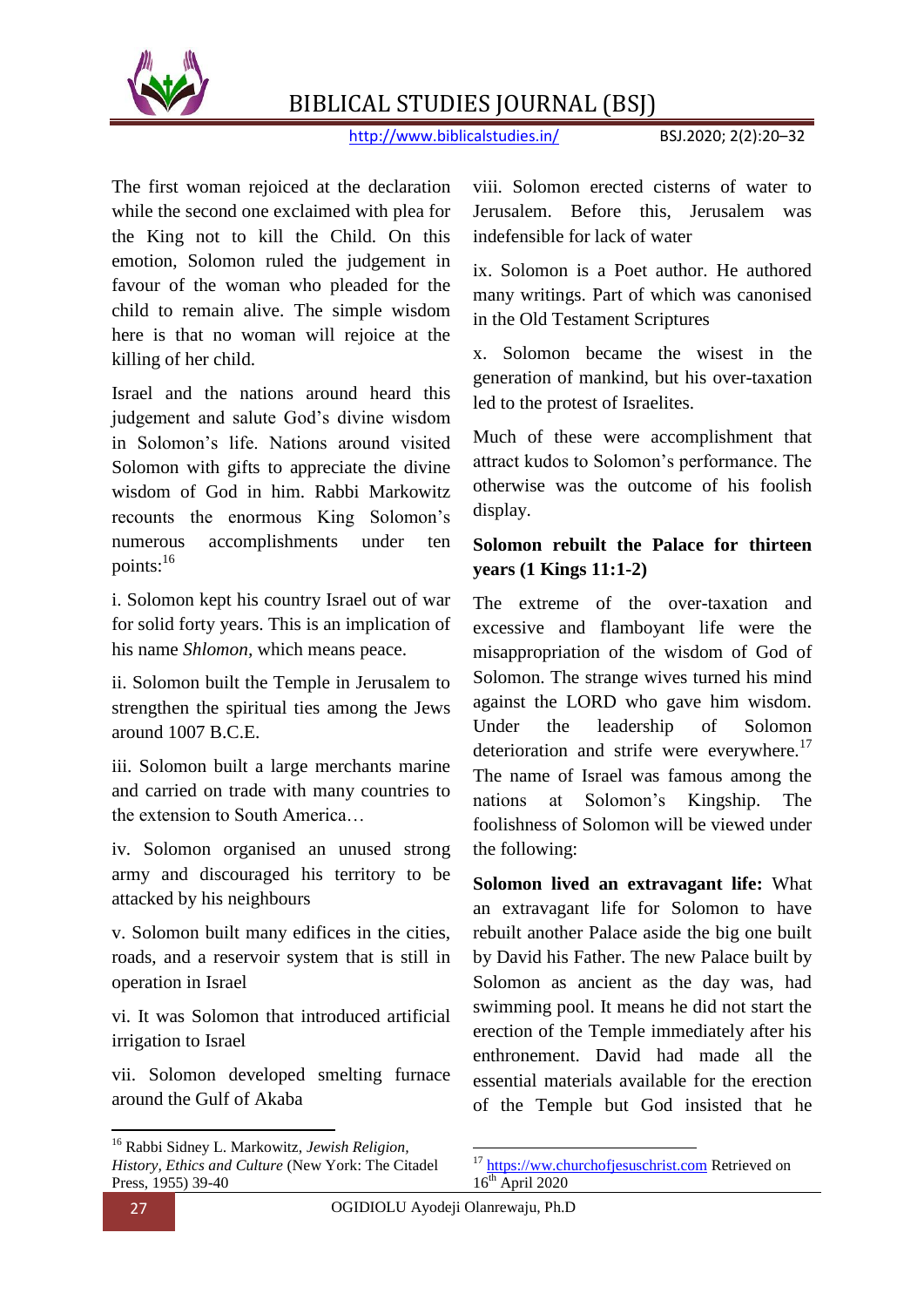The first woman rejoiced at the declaration while the second one exclaimed with plea for the King not to kill the Child. On this emotion, Solomon ruled the judgement in favour of the woman who pleaded for the child to remain alive. The simple wisdom here is that no woman will rejoice at the killing of her child.

Israel and the nations around heard this judgement and salute God's divine wisdom in Solomon's life. Nations around visited Solomon with gifts to appreciate the divine wisdom of God in him. Rabbi Markowitz recounts the enormous King Solomon's numerous accomplishments under ten points:[16]

i. Solomon kept his country Israel out of war for solid forty years. This is an implication of his name *Shlomon,* which means peace.

ii. Solomon built the Temple in Jerusalem to strengthen the spiritual ties among the Jews around 1007 B.C.E.

iii. Solomon built a large merchants marine and carried on trade with many countries to the extension to South America…

iv. Solomon organised an unused strong army and discouraged his territory to be attacked by his neighbours

v. Solomon built many edifices in the cities, roads, and a reservoir system that is still in operation in Israel

vi. It was Solomon that introduced artificial irrigation to Israel

vii. Solomon developed smelting furnace around the Gulf of Akaba

viii. Solomon erected cisterns of water to Jerusalem. Before this, Jerusalem was indefensible for lack of water

ix. Solomon is a Poet author. He authored many writings. Part of which was canonised in the Old Testament Scriptures

x. Solomon became the wisest in the generation of mankind, but his over-taxation led to the protest of Israelites.

Much of these were accomplishment that attract kudos to Solomon's performance. The otherwise was the outcome of his foolish display.

**Solomon rebuilt the Palace for thirteen years (1 Kings 11:1-2)**

The extreme of the over-taxation and excessive and flamboyant life were the misappropriation of the wisdom of God of Solomon. The strange wives turned his mind against the LORD who gave him wisdom. Under the leadership of Solomon deterioration and strife were everywhere.[17] The name of Israel was famous among the nations at Solomon's Kingship. The foolishness of Solomon will be viewed under the following:

**Solomon lived an extravagant life:** What an extravagant life for Solomon to have rebuilt another Palace aside the big one built by David his Father. The new Palace built by Solomon as ancient as the day was, had swimming pool. It means he did not start the erection of the Temple immediately after his enthronement. David had made all the essential materials available for the erection of the Temple but God insisted that he

---

[16] Rabbi Sidney L. Markowitz, *Jewish Religion, History, Ethics and Culture* (New York: The Citadel Press, 1955) 39-40

[17] https://ww.churchofjesuschrist.com Retrieved on 16th April 2020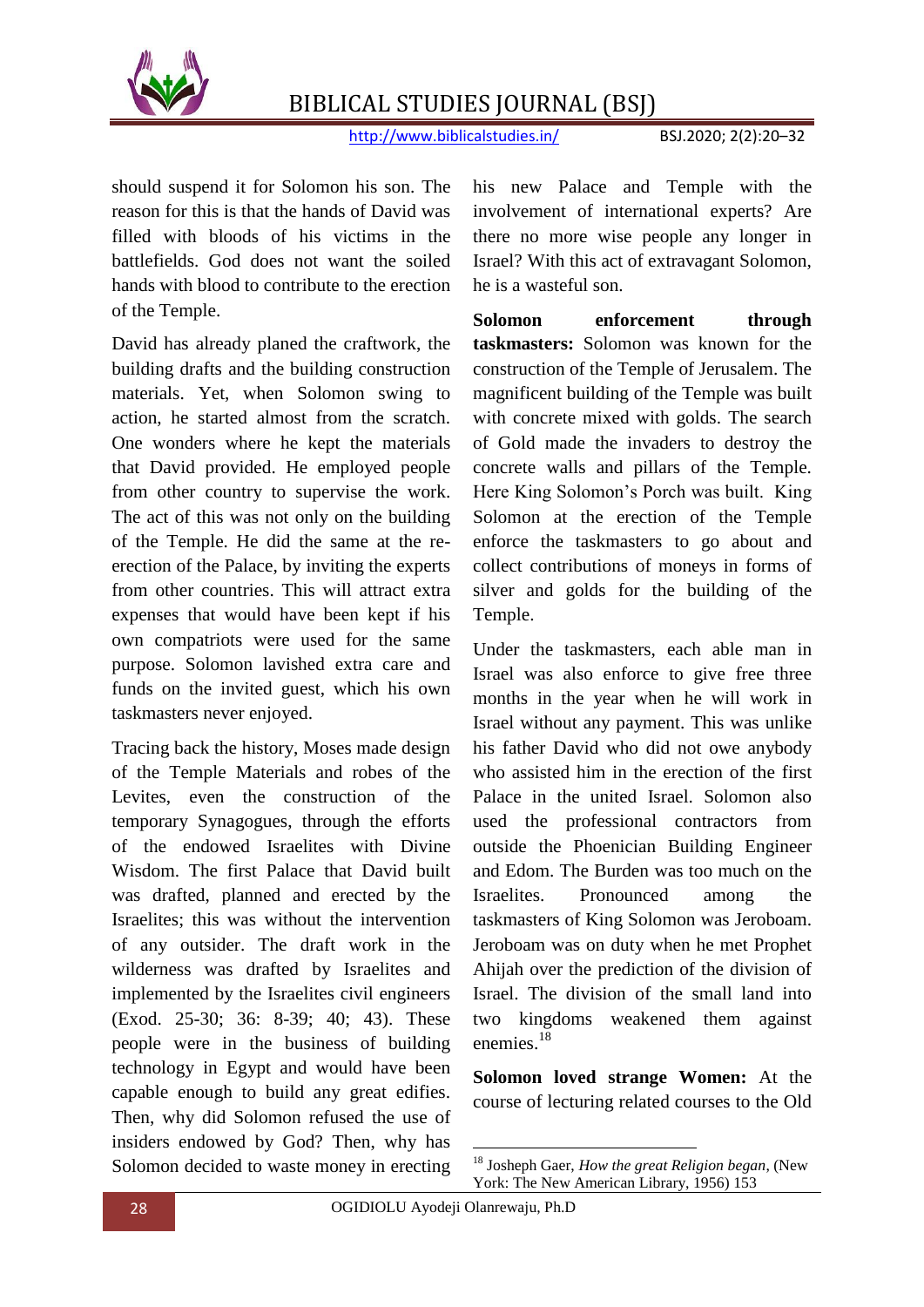should suspend it for Solomon his son. The reason for this is that the hands of David was filled with bloods of his victims in the battlefields. God does not want the soiled hands with blood to contribute to the erection of the Temple.

David has already planed the craftwork, the building drafts and the building construction materials. Yet, when Solomon swing to action, he started almost from the scratch. One wonders where he kept the materials that David provided. He employed people from other country to supervise the work. The act of this was not only on the building of the Temple. He did the same at the re-erection of the Palace, by inviting the experts from other countries. This will attract extra expenses that would have been kept if his own compatriots were used for the same purpose. Solomon lavished extra care and funds on the invited guest, which his own taskmasters never enjoyed.

Tracing back the history, Moses made design of the Temple Materials and robes of the Levites, even the construction of the temporary Synagogues, through the efforts of the endowed Israelites with Divine Wisdom. The first Palace that David built was drafted, planned and erected by the Israelites; this was without the intervention of any outsider. The draft work in the wilderness was drafted by Israelites and implemented by the Israelites civil engineers (Exod. 25-30; 36: 8-39; 40; 43). These people were in the business of building technology in Egypt and would have been capable enough to build any great edifies. Then, why did Solomon refused the use of insiders endowed by God? Then, why has Solomon decided to waste money in erecting his new Palace and Temple with the involvement of international experts? Are there no more wise people any longer in Israel? With this act of extravagant Solomon, he is a wasteful son.

**Solomon enforcement through taskmasters:** Solomon was known for the construction of the Temple of Jerusalem. The magnificent building of the Temple was built with concrete mixed with golds. The search of Gold made the invaders to destroy the concrete walls and pillars of the Temple. Here King Solomon's Porch was built. King Solomon at the erection of the Temple enforce the taskmasters to go about and collect contributions of moneys in forms of silver and golds for the building of the Temple.

Under the taskmasters, each able man in Israel was also enforce to give free three months in the year when he will work in Israel without any payment. This was unlike his father David who did not owe anybody who assisted him in the erection of the first Palace in the united Israel. Solomon also used the professional contractors from outside the Phoenician Building Engineer and Edom. The Burden was too much on the Israelites. Pronounced among the taskmasters of King Solomon was Jeroboam. Jeroboam was on duty when he met Prophet Ahijah over the prediction of the division of Israel. The division of the small land into two kingdoms weakened them against enemies.[18]

**Solomon loved strange Women:** At the course of lecturing related courses to the Old

---

[18] Josheph Gaer, *How the great Religion began*, (New York: The New American Library, 1956) 153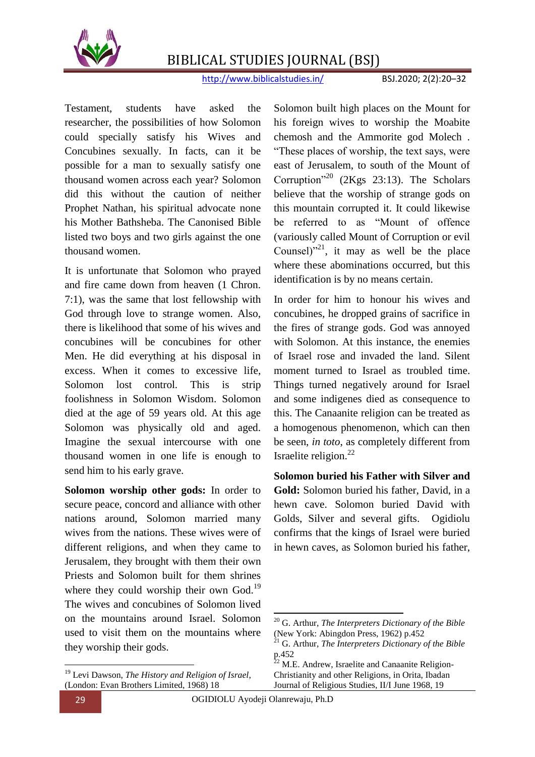Testament, students have asked the researcher, the possibilities of how Solomon could specially satisfy his Wives and Concubines sexually. In facts, can it be possible for a man to sexually satisfy one thousand women across each year? Solomon did this without the caution of neither Prophet Nathan, his spiritual advocate none his Mother Bathsheba. The Canonised Bible listed two boys and two girls against the one thousand women.

It is unfortunate that Solomon who prayed and fire came down from heaven (1 Chron. 7:1), was the same that lost fellowship with God through love to strange women. Also, there is likelihood that some of his wives and concubines will be concubines for other Men. He did everything at his disposal in excess. When it comes to excessive life, Solomon lost control. This is strip foolishness in Solomon Wisdom. Solomon died at the age of 59 years old. At this age Solomon was physically old and aged. Imagine the sexual intercourse with one thousand women in one life is enough to send him to his early grave.

**Solomon worship other gods:** In order to secure peace, concord and alliance with other nations around, Solomon married many wives from the nations. These wives were of different religions, and when they came to Jerusalem, they brought with them their own Priests and Solomon built for them shrines where they could worship their own God.[19] The wives and concubines of Solomon lived on the mountains around Israel. Solomon used to visit them on the mountains where they worship their gods.

Solomon built high places on the Mount for his foreign wives to worship the Moabite chemosh and the Ammorite god Molech . "These places of worship, the text says, were east of Jerusalem, to south of the Mount of Corruption"[20] (2Kgs 23:13). The Scholars believe that the worship of strange gods on this mountain corrupted it. It could likewise be referred to as "Mount of offence (variously called Mount of Corruption or evil Counsel)"[21], it may as well be the place where these abominations occurred, but this identification is by no means certain.

In order for him to honour his wives and concubines, he dropped grains of sacrifice in the fires of strange gods. God was annoyed with Solomon. At this instance, the enemies of Israel rose and invaded the land. Silent moment turned to Israel as troubled time. Things turned negatively around for Israel and some indigenes died as consequence to this. The Canaanite religion can be treated as a homogenous phenomenon, which can then be seen, *in toto*, as completely different from Israelite religion.[22]

**Solomon buried his Father with Silver and Gold:** Solomon buried his father, David, in a hewn cave. Solomon buried David with Golds, Silver and several gifts. Ogidiolu confirms that the kings of Israel were buried in hewn caves, as Solomon buried his father,

---

[19] Levi Dawson, *The History and Religion of Israel*, (London: Evan Brothers Limited, 1968) 18

[20] G. Arthur, *The Interpreters Dictionary of the Bible* (New York: Abingdon Press, 1962) p.452

[21] G. Arthur, *The Interpreters Dictionary of the Bible* p.452

[22] M.E. Andrew, Israelite and Canaanite Religion-Christianity and other Religions, in Orita, Ibadan Journal of Religious Studies, II/I June 1968, 19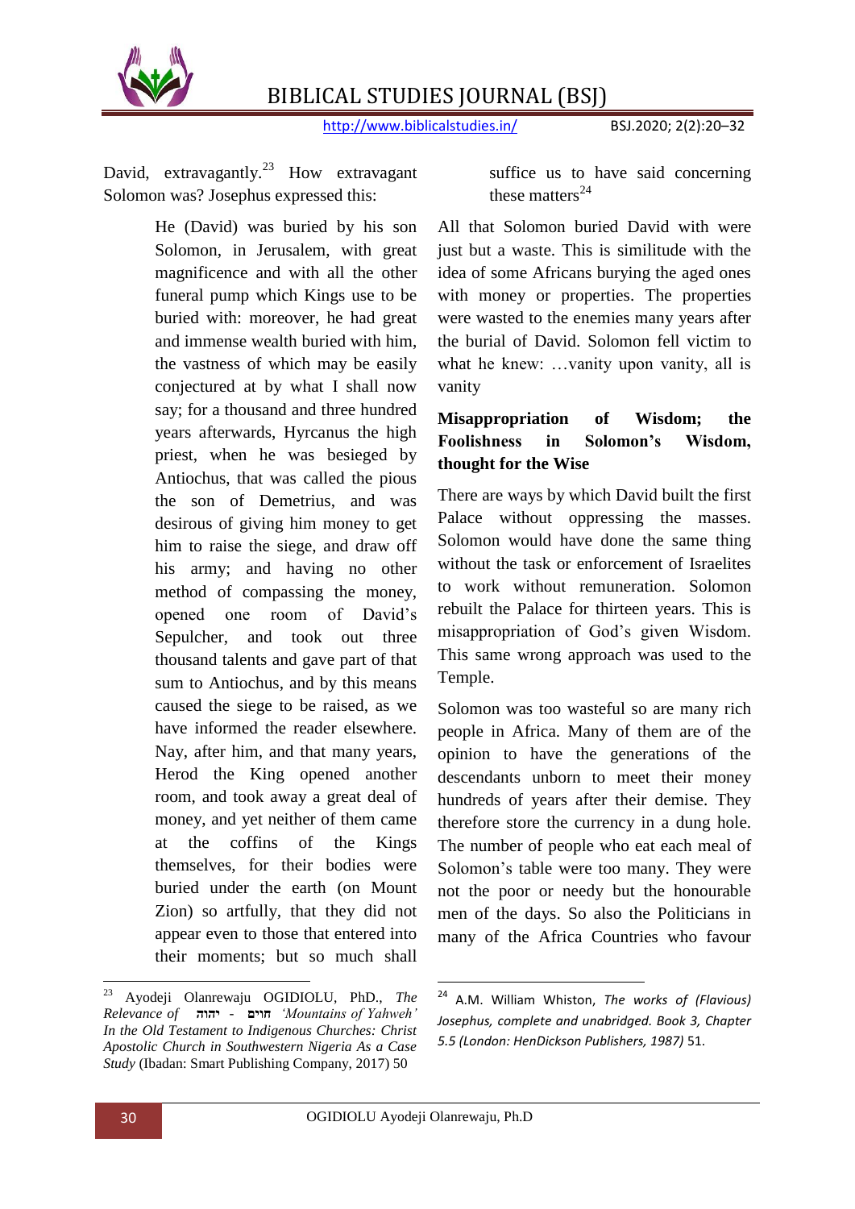David, extravagantly.[23] How extravagant Solomon was? Josephus expressed this:

> He (David) was buried by his son Solomon, in Jerusalem, with great magnificence and with all the other funeral pump which Kings use to be buried with: moreover, he had great and immense wealth buried with him, the vastness of which may be easily conjectured at by what I shall now say; for a thousand and three hundred years afterwards, Hyrcanus the high priest, when he was besieged by Antiochus, that was called the pious the son of Demetrius, and was desirous of giving him money to get him to raise the siege, and draw off his army; and having no other method of compassing the money, opened one room of David's Sepulcher, and took out three thousand talents and gave part of that sum to Antiochus, and by this means caused the siege to be raised, as we have informed the reader elsewhere. Nay, after him, and that many years, Herod the King opened another room, and took away a great deal of money, and yet neither of them came at the coffins of the Kings themselves, for their bodies were buried under the earth (on Mount Zion) so artfully, that they did not appear even to those that entered into their moments; but so much shall suffice us to have said concerning these matters[24]

All that Solomon buried David with were just but a waste. This is similitude with the idea of some Africans burying the aged ones with money or properties. The properties were wasted to the enemies many years after the burial of David. Solomon fell victim to what he knew: …vanity upon vanity, all is vanity

**Misappropriation of Wisdom; the Foolishness in Solomon's Wisdom, thought for the Wise**

There are ways by which David built the first Palace without oppressing the masses. Solomon would have done the same thing without the task or enforcement of Israelites to work without remuneration. Solomon rebuilt the Palace for thirteen years. This is misappropriation of God's given Wisdom. This same wrong approach was used to the Temple.

Solomon was too wasteful so are many rich people in Africa. Many of them are of the opinion to have the generations of the descendants unborn to meet their money hundreds of years after their demise. They therefore store the currency in a dung hole. The number of people who eat each meal of Solomon's table were too many. They were not the poor or needy but the honourable men of the days. So also the Politicians in many of the Africa Countries who favour

---

[23] Ayodeji Olanrewaju OGIDIOLU, PhD., *The Relevance of* יהוה - חוים *'Mountains of Yahweh' In the Old Testament to Indigenous Churches: Christ Apostolic Church in Southwestern Nigeria As a Case Study* (Ibadan: Smart Publishing Company, 2017) 50

[24] A.M. William Whiston, *The works of (Flavious) Josephus, complete and unabridged. Book 3, Chapter 5.5 (London: HenDickson Publishers, 1987)* 51.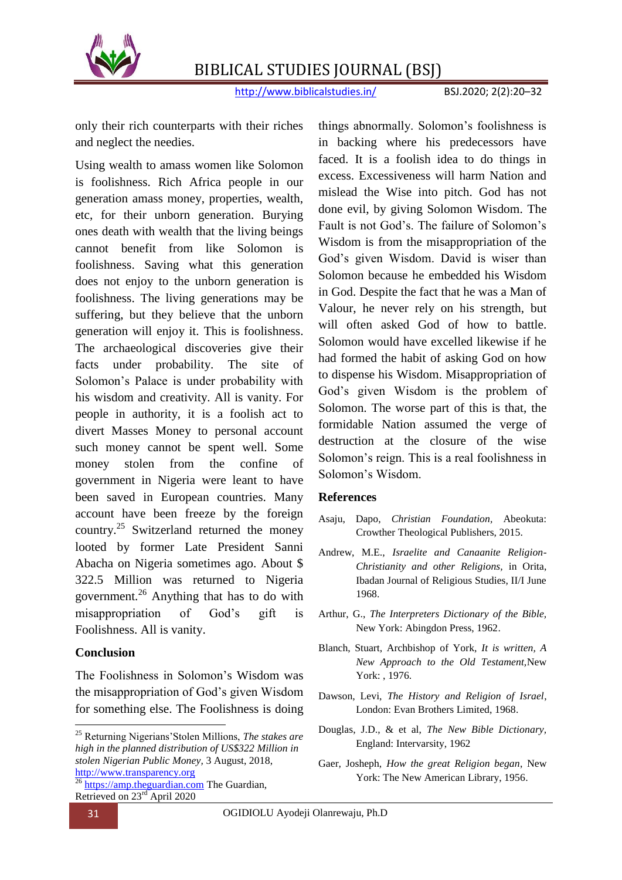only their rich counterparts with their riches and neglect the needies.

Using wealth to amass women like Solomon is foolishness. Rich Africa people in our generation amass money, properties, wealth, etc, for their unborn generation. Burying ones death with wealth that the living beings cannot benefit from like Solomon is foolishness. Saving what this generation does not enjoy to the unborn generation is foolishness. The living generations may be suffering, but they believe that the unborn generation will enjoy it. This is foolishness. The archaeological discoveries give their facts under probability. The site of Solomon's Palace is under probability with his wisdom and creativity. All is vanity. For people in authority, it is a foolish act to divert Masses Money to personal account such money cannot be spent well. Some money stolen from the confine of government in Nigeria were leant to have been saved in European countries. Many account have been freeze by the foreign country.[25] Switzerland returned the money looted by former Late President Sanni Abacha on Nigeria sometimes ago. About $ 322.5 Million was returned to Nigeria government.[26] Anything that has to do with misappropriation of God's gift is Foolishness. All is vanity.

## Conclusion

The Foolishness in Solomon's Wisdom was the misappropriation of God's given Wisdom for something else. The Foolishness is doing things abnormally. Solomon's foolishness is in backing where his predecessors have faced. It is a foolish idea to do things in excess. Excessiveness will harm Nation and mislead the Wise into pitch. God has not done evil, by giving Solomon Wisdom. The Fault is not God's. The failure of Solomon's Wisdom is from the misappropriation of the God's given Wisdom. David is wiser than Solomon because he embedded his Wisdom in God. Despite the fact that he was a Man of Valour, he never rely on his strength, but will often asked God of how to battle. Solomon would have excelled likewise if he had formed the habit of asking God on how to dispense his Wisdom. Misappropriation of God's given Wisdom is the problem of Solomon. The worse part of this is that, the formidable Nation assumed the verge of destruction at the closure of the wise Solomon's reign. This is a real foolishness in Solomon's Wisdom.

## References

Asaju, Dapo, *Christian Foundation,* Abeokuta: Crowther Theological Publishers, 2015.

Andrew, M.E., *Israelite and Canaanite Religion-Christianity and other Religions,* in Orita, Ibadan Journal of Religious Studies, II/I June 1968.

Arthur, G., *The Interpreters Dictionary of the Bible,* New York: Abingdon Press, 1962.

Blanch, Stuart, Archbishop of York, *It is written, A New Approach to the Old Testament,*New York: , 1976.

Dawson, Levi, *The History and Religion of Israel*, London: Evan Brothers Limited, 1968.

Douglas, J.D., & et al, *The New Bible Dictionary,* England: Intervarsity, 1962

Gaer, Josheph, *How the great Religion began*, New York: The New American Library, 1956.

---

[25] Returning Nigerians'Stolen Millions, *The stakes are high in the planned distribution of US$322 Million in stolen Nigerian Public Money,* 3 August, 2018, http://www.transparency.org

[26] https://amp.theguardian.com The Guardian, Retrieved on 23rd April 2020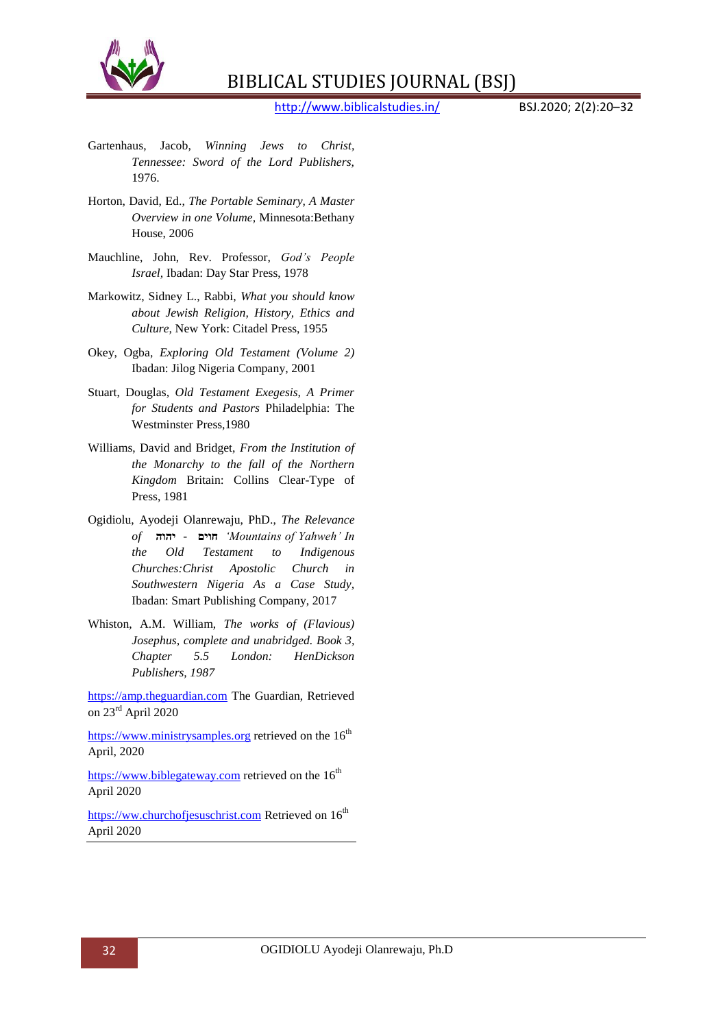Gartenhaus, Jacob, *Winning Jews to Christ, Tennessee: Sword of the Lord Publishers,* 1976.

Horton, David, Ed., *The Portable Seminary, A Master Overview in one Volume,* Minnesota:Bethany House, 2006

Mauchline, John, Rev. Professor, *God's People Israel,* Ibadan: Day Star Press, 1978

Markowitz, Sidney L., Rabbi, *What you should know about Jewish Religion, History, Ethics and Culture,* New York: Citadel Press, 1955

Okey, Ogba, *Exploring Old Testament (Volume 2)* Ibadan: Jilog Nigeria Company, 2001

Stuart, Douglas, *Old Testament Exegesis, A Primer for Students and Pastors* Philadelphia: The Westminster Press,1980

Williams, David and Bridget, *From the Institution of the Monarchy to the fall of the Northern Kingdom* Britain: Collins Clear-Type of Press, 1981

Ogidiolu, Ayodeji Olanrewaju, PhD., *The Relevance of* יהוה - הרים *'Mountains of Yahweh' In the Old Testament to Indigenous Churches:Christ Apostolic Church in Southwestern Nigeria As a Case Study,* Ibadan: Smart Publishing Company, 2017

Whiston, A.M. William, *The works of (Flavious) Josephus, complete and unabridged. Book 3, Chapter 5.5 London: HenDickson Publishers, 1987*

https://amp.theguardian.com The Guardian, Retrieved on 23rd April 2020

https://www.ministrysamples.org retrieved on the 16th April, 2020

https://www.biblegateway.com retrieved on the 16th April 2020

https://ww.churchofjesuschrist.com Retrieved on 16th April 2020